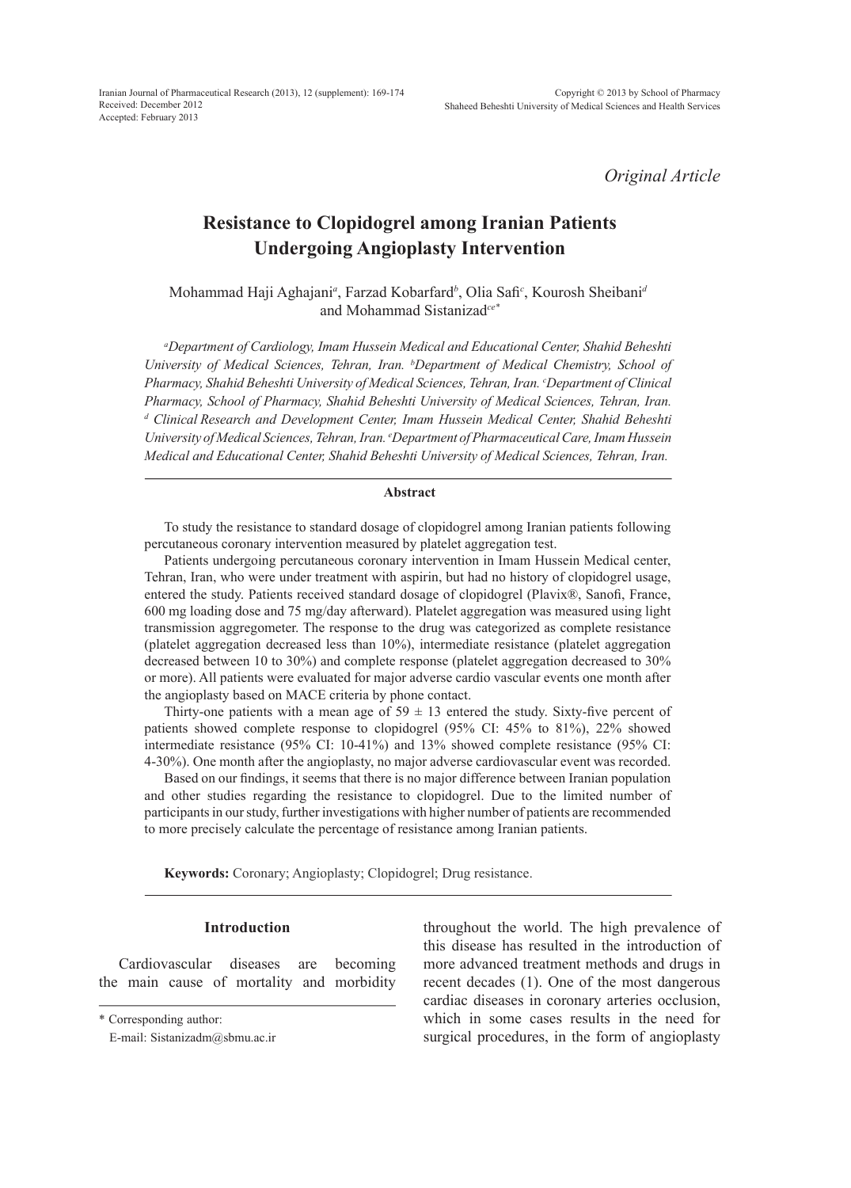Iranian Journal of Pharmaceutical Research (2013), 12 (supplement): 169-174
Received: December 2012
Accepted: February 2013

Copyright © 2013 by School of Pharmacy
Shaheed Beheshti University of Medical Sciences and Health Services

*Original Article*

# Resistance to Clopidogrel among Iranian Patients Undergoing Angioplasty Intervention

Mohammad Haji Aghajani[a], Farzad Kobarfard[b], Olia Safi[c], Kourosh Sheibani[d] and Mohammad Sistanizad[ce*]

*[a]Department of Cardiology, Imam Hussein Medical and Educational Center, Shahid Beheshti University of Medical Sciences, Tehran, Iran. [b]Department of Medical Chemistry, School of Pharmacy, Shahid Beheshti University of Medical Sciences, Tehran, Iran. [c]Department of Clinical Pharmacy, School of Pharmacy, Shahid Beheshti University of Medical Sciences, Tehran, Iran. [d] Clinical Research and Development Center, Imam Hussein Medical Center, Shahid Beheshti University of Medical Sciences, Tehran, Iran. [e]Department of Pharmaceutical Care, Imam Hussein Medical and Educational Center, Shahid Beheshti University of Medical Sciences, Tehran, Iran.*

## Abstract

To study the resistance to standard dosage of clopidogrel among Iranian patients following percutaneous coronary intervention measured by platelet aggregation test.

Patients undergoing percutaneous coronary intervention in Imam Hussein Medical center, Tehran, Iran, who were under treatment with aspirin, but had no history of clopidogrel usage, entered the study. Patients received standard dosage of clopidogrel (Plavix®, Sanofi, France, 600 mg loading dose and 75 mg/day afterward). Platelet aggregation was measured using light transmission aggregometer. The response to the drug was categorized as complete resistance (platelet aggregation decreased less than 10%), intermediate resistance (platelet aggregation decreased between 10 to 30%) and complete response (platelet aggregation decreased to 30% or more). All patients were evaluated for major adverse cardio vascular events one month after the angioplasty based on MACE criteria by phone contact.

Thirty-one patients with a mean age of 59 ± 13 entered the study. Sixty-five percent of patients showed complete response to clopidogrel (95% CI: 45% to 81%), 22% showed intermediate resistance (95% CI: 10-41%) and 13% showed complete resistance (95% CI: 4-30%). One month after the angioplasty, no major adverse cardiovascular event was recorded.

Based on our findings, it seems that there is no major difference between Iranian population and other studies regarding the resistance to clopidogrel. Due to the limited number of participants in our study, further investigations with higher number of patients are recommended to more precisely calculate the percentage of resistance among Iranian patients.

**Keywords:** Coronary; Angioplasty; Clopidogrel; Drug resistance.

## Introduction

Cardiovascular diseases are becoming the main cause of mortality and morbidity throughout the world. The high prevalence of this disease has resulted in the introduction of more advanced treatment methods and drugs in recent decades (1). One of the most dangerous cardiac diseases in coronary arteries occlusion, which in some cases results in the need for surgical procedures, in the form of angioplasty

\* Corresponding author:
E-mail: Sistanizadm@sbmu.ac.ir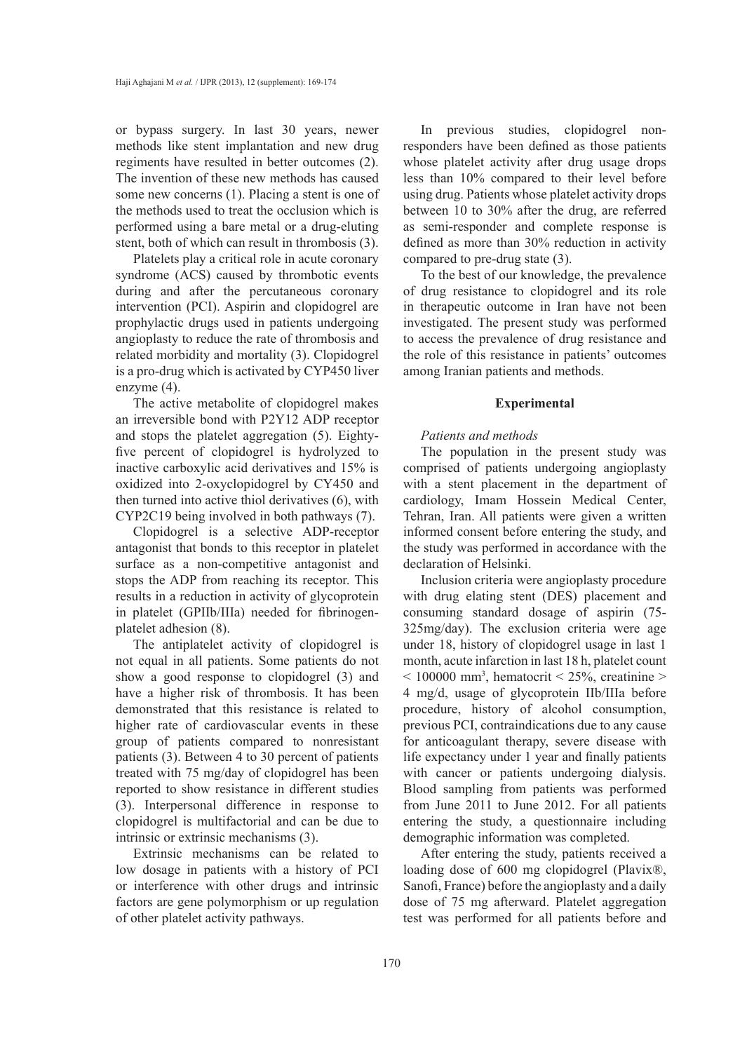or bypass surgery. In last 30 years, newer methods like stent implantation and new drug regiments have resulted in better outcomes (2). The invention of these new methods has caused some new concerns (1). Placing a stent is one of the methods used to treat the occlusion which is performed using a bare metal or a drug-eluting stent, both of which can result in thrombosis (3).

Platelets play a critical role in acute coronary syndrome (ACS) caused by thrombotic events during and after the percutaneous coronary intervention (PCI). Aspirin and clopidogrel are prophylactic drugs used in patients undergoing angioplasty to reduce the rate of thrombosis and related morbidity and mortality (3). Clopidogrel is a pro-drug which is activated by CYP450 liver enzyme (4).

The active metabolite of clopidogrel makes an irreversible bond with P2Y12 ADP receptor and stops the platelet aggregation (5). Eighty-five percent of clopidogrel is hydrolyzed to inactive carboxylic acid derivatives and 15% is oxidized into 2-oxyclopidogrel by CY450 and then turned into active thiol derivatives (6), with CYP2C19 being involved in both pathways (7).

Clopidogrel is a selective ADP-receptor antagonist that bonds to this receptor in platelet surface as a non-competitive antagonist and stops the ADP from reaching its receptor. This results in a reduction in activity of glycoprotein in platelet (GPIIb/IIIa) needed for fibrinogen-platelet adhesion (8).

The antiplatelet activity of clopidogrel is not equal in all patients. Some patients do not show a good response to clopidogrel (3) and have a higher risk of thrombosis. It has been demonstrated that this resistance is related to higher rate of cardiovascular events in these group of patients compared to nonresistant patients (3). Between 4 to 30 percent of patients treated with 75 mg/day of clopidogrel has been reported to show resistance in different studies (3). Interpersonal difference in response to clopidogrel is multifactorial and can be due to intrinsic or extrinsic mechanisms (3).

Extrinsic mechanisms can be related to low dosage in patients with a history of PCI or interference with other drugs and intrinsic factors are gene polymorphism or up regulation of other platelet activity pathways.

In previous studies, clopidogrel non-responders have been defined as those patients whose platelet activity after drug usage drops less than 10% compared to their level before using drug. Patients whose platelet activity drops between 10 to 30% after the drug, are referred as semi-responder and complete response is defined as more than 30% reduction in activity compared to pre-drug state (3).

To the best of our knowledge, the prevalence of drug resistance to clopidogrel and its role in therapeutic outcome in Iran have not been investigated. The present study was performed to access the prevalence of drug resistance and the role of this resistance in patients' outcomes among Iranian patients and methods.

## Experimental

### *Patients and methods*

The population in the present study was comprised of patients undergoing angioplasty with a stent placement in the department of cardiology, Imam Hossein Medical Center, Tehran, Iran. All patients were given a written informed consent before entering the study, and the study was performed in accordance with the declaration of Helsinki.

Inclusion criteria were angioplasty procedure with drug elating stent (DES) placement and consuming standard dosage of aspirin (75-325mg/day). The exclusion criteria were age under 18, history of clopidogrel usage in last 1 month, acute infarction in last 18 h, platelet count $< 100000$ mm$^3$, hematocrit $< 25\%$, creatinine $>$ 4 mg/d, usage of glycoprotein IIb/IIIa before procedure, history of alcohol consumption, previous PCI, contraindications due to any cause for anticoagulant therapy, severe disease with life expectancy under 1 year and finally patients with cancer or patients undergoing dialysis. Blood sampling from patients was performed from June 2011 to June 2012. For all patients entering the study, a questionnaire including demographic information was completed.

After entering the study, patients received a loading dose of 600 mg clopidogrel (Plavix®, Sanofi, France) before the angioplasty and a daily dose of 75 mg afterward. Platelet aggregation test was performed for all patients before and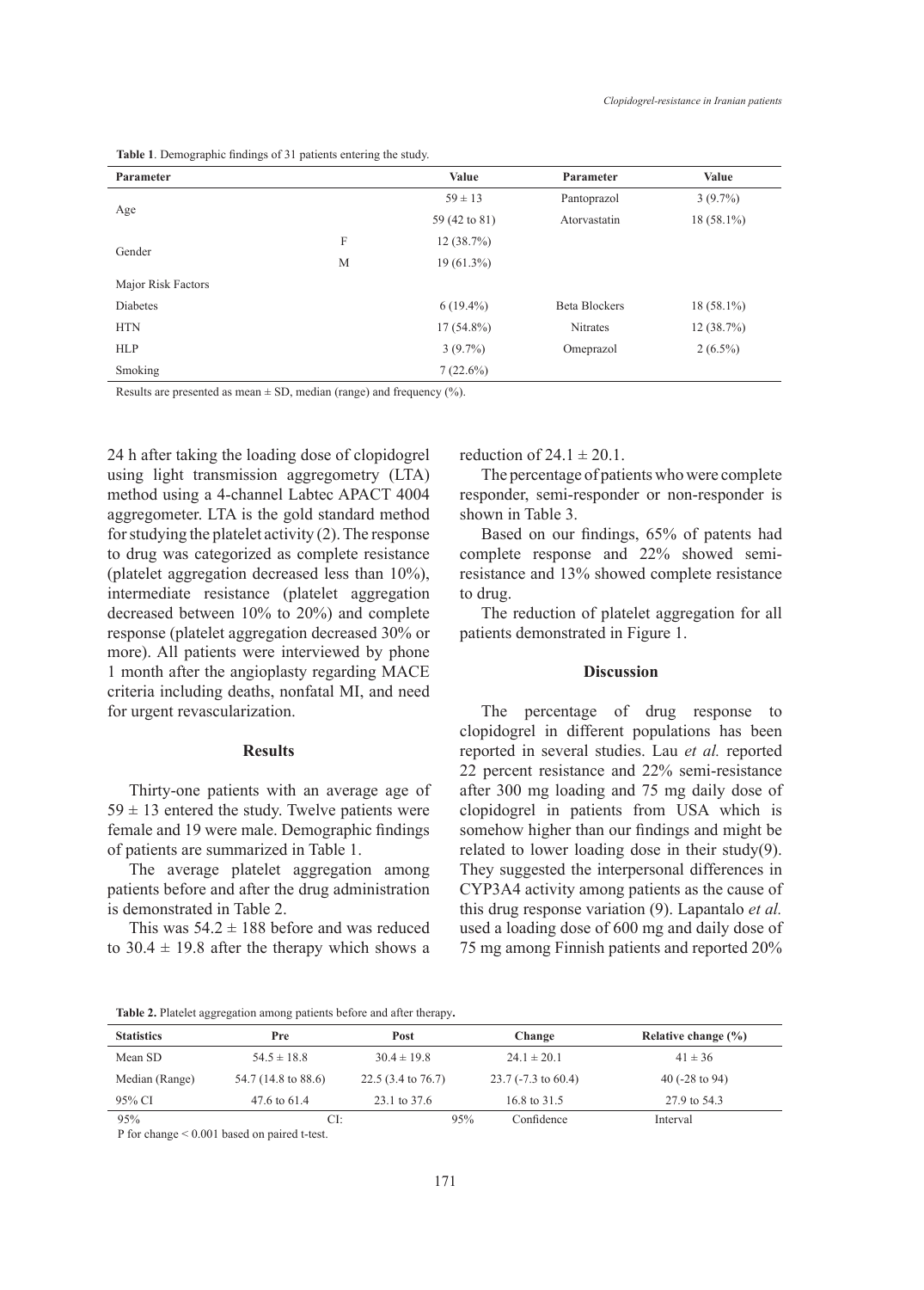**Table 1**. Demographic findings of 31 patients entering the study.

| Parameter | | Value | Parameter | Value |
|---|---|---|---|---|
| Age | | $59 \pm 13$ | Pantoprazol | 3 (9.7%) |
| | | 59 (42 to 81) | Atorvastatin | 18 (58.1%) |
| Gender | F | 12 (38.7%) | | |
| | M | 19 (61.3%) | | |
| Major Risk Factors | | | | |
| Diabetes | | 6 (19.4%) | Beta Blockers | 18 (58.1%) |
| HTN | | 17 (54.8%) | Nitrates | 12 (38.7%) |
| HLP | | 3 (9.7%) | Omeprazol | 2 (6.5%) |
| Smoking | | 7 (22.6%) | | |

Results are presented as mean ± SD, median (range) and frequency (%).

24 h after taking the loading dose of clopidogrel using light transmission aggregometry (LTA) method using a 4-channel Labtec APACT 4004 aggregometer. LTA is the gold standard method for studying the platelet activity (2). The response to drug was categorized as complete resistance (platelet aggregation decreased less than 10%), intermediate resistance (platelet aggregation decreased between 10% to 20%) and complete response (platelet aggregation decreased 30% or more). All patients were interviewed by phone 1 month after the angioplasty regarding MACE criteria including deaths, nonfatal MI, and need for urgent revascularization.

## Results

Thirty-one patients with an average age of $59 \pm 13$ entered the study. Twelve patients were female and 19 were male. Demographic findings of patients are summarized in Table 1.

The average platelet aggregation among patients before and after the drug administration is demonstrated in Table 2.

This was $54.2 \pm 188$ before and was reduced to $30.4 \pm 19.8$ after the therapy which shows a reduction of $24.1 \pm 20.1$.

The percentage of patients who were complete responder, semi-responder or non-responder is shown in Table 3.

Based on our findings, 65% of patents had complete response and 22% showed semi-resistance and 13% showed complete resistance to drug.

The reduction of platelet aggregation for all patients demonstrated in Figure 1.

## Discussion

The percentage of drug response to clopidogrel in different populations has been reported in several studies. Lau *et al.* reported 22 percent resistance and 22% semi-resistance after 300 mg loading and 75 mg daily dose of clopidogrel in patients from USA which is somehow higher than our findings and might be related to lower loading dose in their study(9). They suggested the interpersonal differences in CYP3A4 activity among patients as the cause of this drug response variation (9). Lapantalo *et al.* used a loading dose of 600 mg and daily dose of 75 mg among Finnish patients and reported 20%

**Table 2.** Platelet aggregation among patients before and after therapy**.**

| Statistics | Pre | Post | Change | Relative change (%) |
|---|---|---|---|---|
| Mean SD | $54.5 \pm 18.8$ | $30.4 \pm 19.8$ | $24.1 \pm 20.1$ | $41 \pm 36$ |
| Median (Range) | 54.7 (14.8 to 88.6) | 22.5 (3.4 to 76.7) | 23.7 (-7.3 to 60.4) | 40 (-28 to 94) |
| 95% CI | 47.6 to 61.4 | 23.1 to 37.6 | 16.8 to 31.5 | 27.9 to 54.3 |

95% CI: 95% Confidence Interval

P for change < 0.001 based on paired t-test.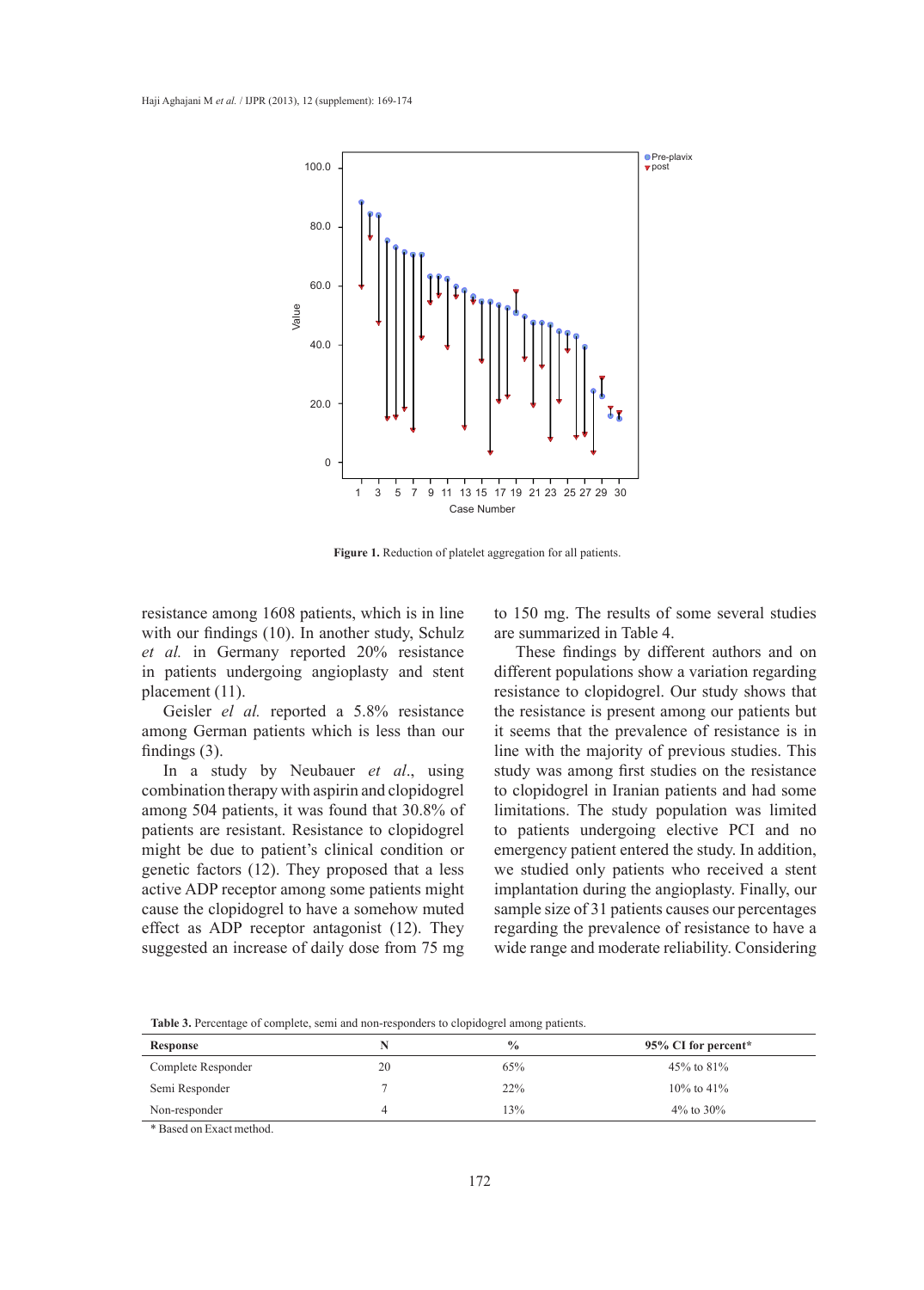Figure 1. Reduction of platelet aggregation for all patients.

resistance among 1608 patients, which is in line with our findings (10). In another study, Schulz *et al.* in Germany reported 20% resistance in patients undergoing angioplasty and stent placement (11).

Geisler *el al.* reported a 5.8% resistance among German patients which is less than our findings (3).

In a study by Neubauer *et al*., using combination therapy with aspirin and clopidogrel among 504 patients, it was found that 30.8% of patients are resistant. Resistance to clopidogrel might be due to patient's clinical condition or genetic factors (12). They proposed that a less active ADP receptor among some patients might cause the clopidogrel to have a somehow muted effect as ADP receptor antagonist (12). They suggested an increase of daily dose from 75 mg to 150 mg. The results of some several studies are summarized in Table 4.

These findings by different authors and on different populations show a variation regarding resistance to clopidogrel. Our study shows that the resistance is present among our patients but it seems that the prevalence of resistance is in line with the majority of previous studies. This study was among first studies on the resistance to clopidogrel in Iranian patients and had some limitations. The study population was limited to patients undergoing elective PCI and no emergency patient entered the study. In addition, we studied only patients who received a stent implantation during the angioplasty. Finally, our sample size of 31 patients causes our percentages regarding the prevalence of resistance to have a wide range and moderate reliability. Considering

**Table 3.** Percentage of complete, semi and non-responders to clopidogrel among patients.

| Response | N | % | 95% CI for percent* |
|---|---|---|---|
| Complete Responder | 20 | 65% | 45% to 81% |
| Semi Responder | 7 | 22% | 10% to 41% |
| Non-responder | 4 | 13% | 4% to 30% |

\* Based on Exact method.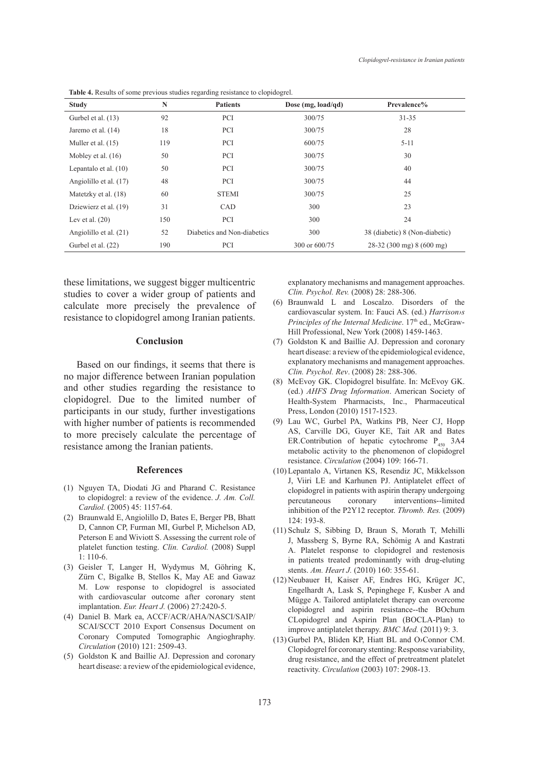**Table 4.** Results of some previous studies regarding resistance to clopidogrel.

| Study | N | Patients | Dose (mg, load/qd) | Prevalence% |
| --- | --- | --- | --- | --- |
| Gurbel et al. (13) | 92 | PCI | 300/75 | 31-35 |
| Jaremo et al. (14) | 18 | PCI | 300/75 | 28 |
| Muller et al. (15) | 119 | PCI | 600/75 | 5-11 |
| Mobley et al. (16) | 50 | PCI | 300/75 | 30 |
| Lepantalo et al. (10) | 50 | PCI | 300/75 | 40 |
| Angiolillo et al. (17) | 48 | PCI | 300/75 | 44 |
| Matetzky et al. (18) | 60 | STEMI | 300/75 | 25 |
| Dziewierz et al. (19) | 31 | CAD | 300 | 23 |
| Lev et al. (20) | 150 | PCI | 300 | 24 |
| Angiolillo et al. (21) | 52 | Diabetics and Non-diabetics | 300 | 38 (diabetic) 8 (Non-diabetic) |
| Gurbel et al. (22) | 190 | PCI | 300 or 600/75 | 28-32 (300 mg) 8 (600 mg) |

these limitations, we suggest bigger multicentric studies to cover a wider group of patients and calculate more precisely the prevalence of resistance to clopidogrel among Iranian patients.

## Conclusion

Based on our findings, it seems that there is no major difference between Iranian population and other studies regarding the resistance to clopidogrel. Due to the limited number of participants in our study, further investigations with higher number of patients is recommended to more precisely calculate the percentage of resistance among the Iranian patients.

## References

(1) Nguyen TA, Diodati JG and Pharand C. Resistance to clopidogrel: a review of the evidence. *J. Am. Coll. Cardiol.* (2005) 45: 1157-64.

(2) Braunwald E, Angiolillo D, Bates E, Berger PB, Bhatt D, Cannon CP, Furman MI, Gurbel P, Michelson AD, Peterson E and Wiviott S. Assessing the current role of platelet function testing. *Clin. Cardiol.* (2008) Suppl 1: 110-6.

(3) Geisler T, Langer H, Wydymus M, Göhring K, Zürn C, Bigalke B, Stellos K, May AE and Gawaz M. Low response to clopidogrel is associated with cardiovascular outcome after coronary stent implantation. *Eur. Heart J.* (2006) 27:2420-5.

(4) Daniel B. Mark ea, ACCF/ACR/AHA/NASCI/SAIP/SCAI/SCCT 2010 Export Consensus Document on Coronary Computed Tomographic Angioghraphy. *Circulation* (2010) 121: 2509-43.

(5) Goldston K and Baillie AJ. Depression and coronary heart disease: a review of the epidemiological evidence, explanatory mechanisms and management approaches. *Clin. Psychol. Rev.* (2008) 28: 288-306.

(6) Braunwald L and Loscalzo. Disorders of the cardiovascular system. In: Fauci AS. (ed.) *Harrison›s Principles of the Internal Medicine*. 17th ed., McGraw-Hill Professional, New York (2008) 1459-1463.

(7) Goldston K and Baillie AJ. Depression and coronary heart disease: a review of the epidemiological evidence, explanatory mechanisms and management approaches. *Clin. Psychol. Rev*. (2008) 28: 288-306.

(8) McEvoy GK. Clopidogrel bisulfate. In: McEvoy GK. (ed.) *AHFS Drug Information*. American Society of Health-System Pharmacists, Inc., Pharmaceutical Press, London (2010) 1517-1523.

(9) Lau WC, Gurbel PA, Watkins PB, Neer CJ, Hopp AS, Carville DG, Guyer KE, Tait AR and Bates ER.Contribution of hepatic cytochrome $P_{450}$ 3A4 metabolic activity to the phenomenon of clopidogrel resistance. *Circulation* (2004) 109: 166-71.

(10) Lepantalo A, Virtanen KS, Resendiz JC, Mikkelsson J, Viiri LE and Karhunen PJ. Antiplatelet effect of clopidogrel in patients with aspirin therapy undergoing percutaneous coronary interventions--limited inhibition of the P2Y12 receptor. *Thromb. Res.* (2009) 124: 193-8.

(11) Schulz S, Sibbing D, Braun S, Morath T, Mehilli J, Massberg S, Byrne RA, Schömig A and Kastrati A. Platelet response to clopidogrel and restenosis in patients treated predominantly with drug-eluting stents. *Am. Heart J.* (2010) 160: 355-61.

(12) Neubauer H, Kaiser AF, Endres HG, Krüger JC, Engelhardt A, Lask S, Pepinghege F, Kusber A and Mügge A. Tailored antiplatelet therapy can overcome clopidogrel and aspirin resistance--the BOchum CLopidogrel and Aspirin Plan (BOCLA-Plan) to improve antiplatelet therapy. *BMC Med.* (2011) 9: 3.

(13) Gurbel PA, Bliden KP, Hiatt BL and O›Connor CM. Clopidogrel for coronary stenting: Response variability, drug resistance, and the effect of pretreatment platelet reactivity. *Circulation* (2003) 107: 2908-13.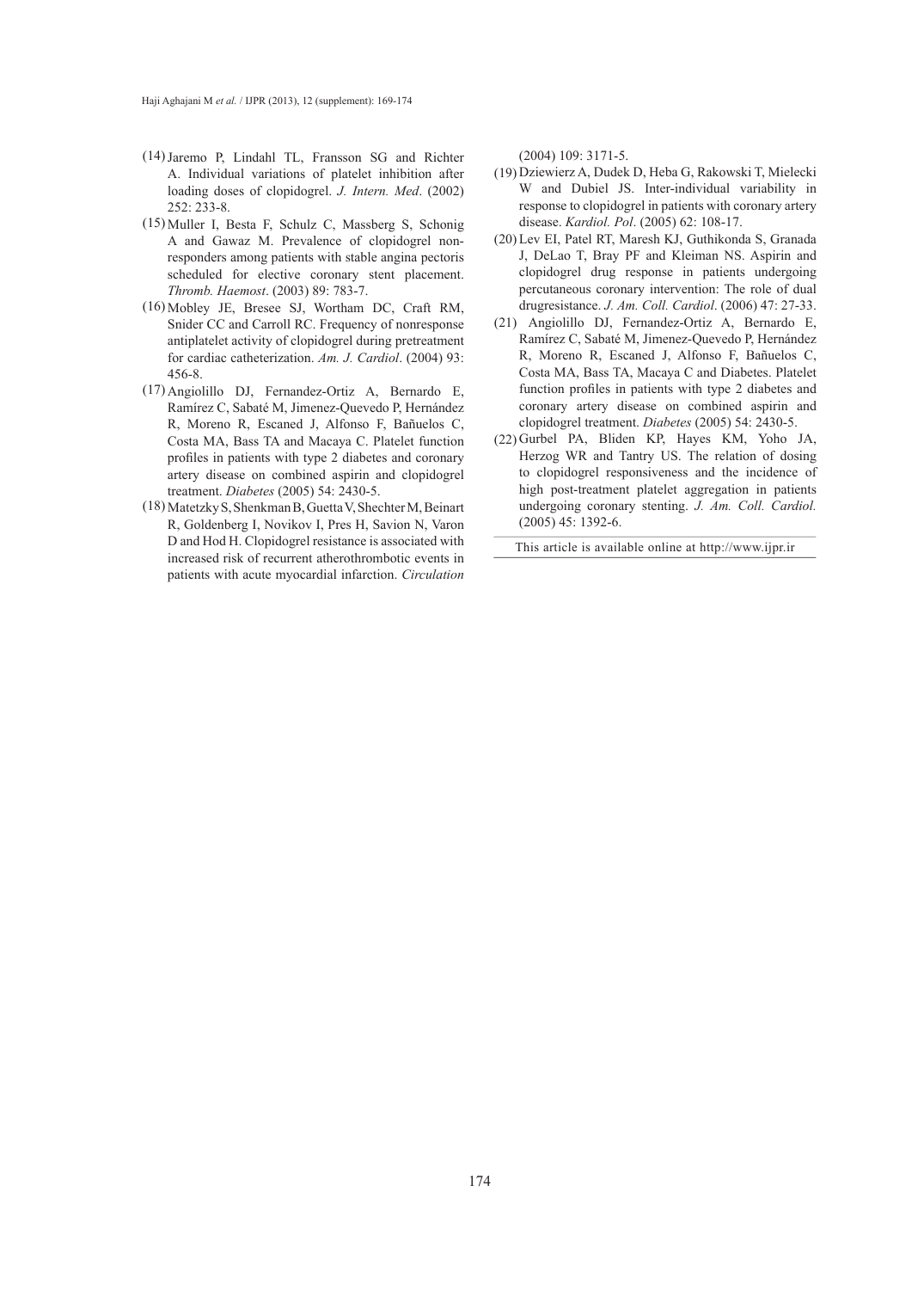(14) Jaremo P, Lindahl TL, Fransson SG and Richter A. Individual variations of platelet inhibition after loading doses of clopidogrel. *J. Intern. Med*. (2002) 252: 233-8.

(15) Muller I, Besta F, Schulz C, Massberg S, Schonig A and Gawaz M. Prevalence of clopidogrel non-responders among patients with stable angina pectoris scheduled for elective coronary stent placement. *Thromb. Haemost*. (2003) 89: 783-7.

(16) Mobley JE, Bresee SJ, Wortham DC, Craft RM, Snider CC and Carroll RC. Frequency of nonresponse antiplatelet activity of clopidogrel during pretreatment for cardiac catheterization. *Am. J. Cardiol*. (2004) 93: 456-8.

(17) Angiolillo DJ, Fernandez-Ortiz A, Bernardo E, Ramírez C, Sabaté M, Jimenez-Quevedo P, Hernández R, Moreno R, Escaned J, Alfonso F, Bañuelos C, Costa MA, Bass TA and Macaya C. Platelet function profiles in patients with type 2 diabetes and coronary artery disease on combined aspirin and clopidogrel treatment. *Diabetes* (2005) 54: 2430-5.

(18) Matetzky S, Shenkman B, Guetta V, Shechter M, Beinart R, Goldenberg I, Novikov I, Pres H, Savion N, Varon D and Hod H. Clopidogrel resistance is associated with increased risk of recurrent atherothrombotic events in patients with acute myocardial infarction. *Circulation* (2004) 109: 3171-5.

(19) Dziewierz A, Dudek D, Heba G, Rakowski T, Mielecki W and Dubiel JS. Inter-individual variability in response to clopidogrel in patients with coronary artery disease. *Kardiol. Pol*. (2005) 62: 108-17.

(20) Lev EI, Patel RT, Maresh KJ, Guthikonda S, Granada J, DeLao T, Bray PF and Kleiman NS. Aspirin and clopidogrel drug response in patients undergoing percutaneous coronary intervention: The role of dual drugresistance. *J. Am. Coll. Cardiol*. (2006) 47: 27-33.

(21) Angiolillo DJ, Fernandez-Ortiz A, Bernardo E, Ramírez C, Sabaté M, Jimenez-Quevedo P, Hernández R, Moreno R, Escaned J, Alfonso F, Bañuelos C, Costa MA, Bass TA, Macaya C and Diabetes. Platelet function profiles in patients with type 2 diabetes and coronary artery disease on combined aspirin and clopidogrel treatment. *Diabetes* (2005) 54: 2430-5.

(22) Gurbel PA, Bliden KP, Hayes KM, Yoho JA, Herzog WR and Tantry US. The relation of dosing to clopidogrel responsiveness and the incidence of high post-treatment platelet aggregation in patients undergoing coronary stenting. *J. Am. Coll. Cardiol.* (2005) 45: 1392-6.

This article is available online at http://www.ijpr.ir